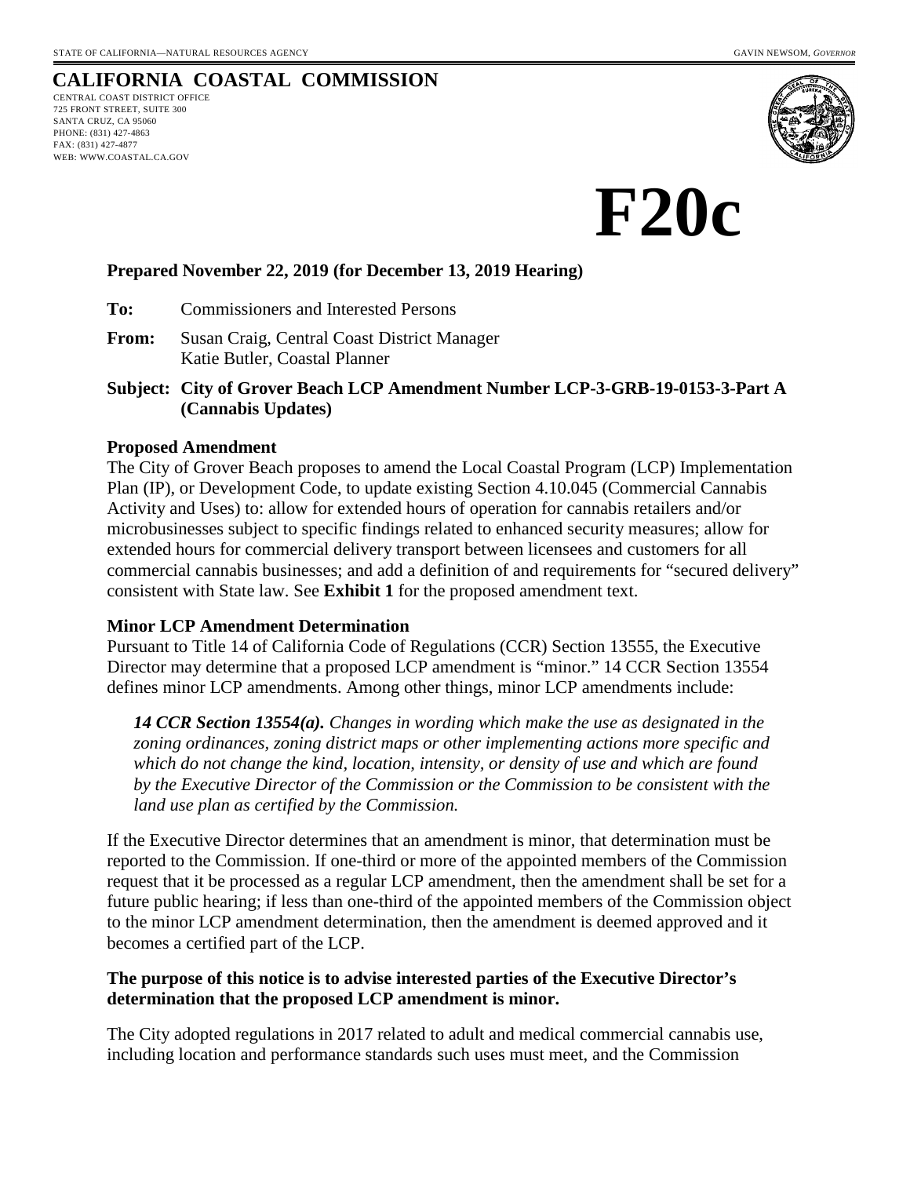STATE OF CALIFORNIA—NATURAL RESOURCES AGENCY GAVIN NEWSOM, *GOVERNOR*

# CALIFORNIA COASTAL COMMISSION

CENTRAL COAST DISTRICT OFFICE
725 FRONT STREET, SUITE 300
SANTA CRUZ, CA 95060
PHONE: (831) 427-4863
FAX: (831) 427-4877
WEB: WWW.COASTAL.CA.GOV

# F20c

**Prepared November 22, 2019 (for December 13, 2019 Hearing)**

**To:** Commissioners and Interested Persons

**From:** Susan Craig, Central Coast District Manager
Katie Butler, Coastal Planner

**Subject: City of Grover Beach LCP Amendment Number LCP-3-GRB-19-0153-3-Part A (Cannabis Updates)**

**Proposed Amendment**

The City of Grover Beach proposes to amend the Local Coastal Program (LCP) Implementation Plan (IP), or Development Code, to update existing Section 4.10.045 (Commercial Cannabis Activity and Uses) to: allow for extended hours of operation for cannabis retailers and/or microbusinesses subject to specific findings related to enhanced security measures; allow for extended hours for commercial delivery transport between licensees and customers for all commercial cannabis businesses; and add a definition of and requirements for "secured delivery" consistent with State law. See **Exhibit 1** for the proposed amendment text.

**Minor LCP Amendment Determination**

Pursuant to Title 14 of California Code of Regulations (CCR) Section 13555, the Executive Director may determine that a proposed LCP amendment is "minor." 14 CCR Section 13554 defines minor LCP amendments. Among other things, minor LCP amendments include:

> ***14 CCR Section 13554(a).*** *Changes in wording which make the use as designated in the zoning ordinances, zoning district maps or other implementing actions more specific and which do not change the kind, location, intensity, or density of use and which are found by the Executive Director of the Commission or the Commission to be consistent with the land use plan as certified by the Commission.*

If the Executive Director determines that an amendment is minor, that determination must be reported to the Commission. If one-third or more of the appointed members of the Commission request that it be processed as a regular LCP amendment, then the amendment shall be set for a future public hearing; if less than one-third of the appointed members of the Commission object to the minor LCP amendment determination, then the amendment is deemed approved and it becomes a certified part of the LCP.

**The purpose of this notice is to advise interested parties of the Executive Director's determination that the proposed LCP amendment is minor.**

The City adopted regulations in 2017 related to adult and medical commercial cannabis use, including location and performance standards such uses must meet, and the Commission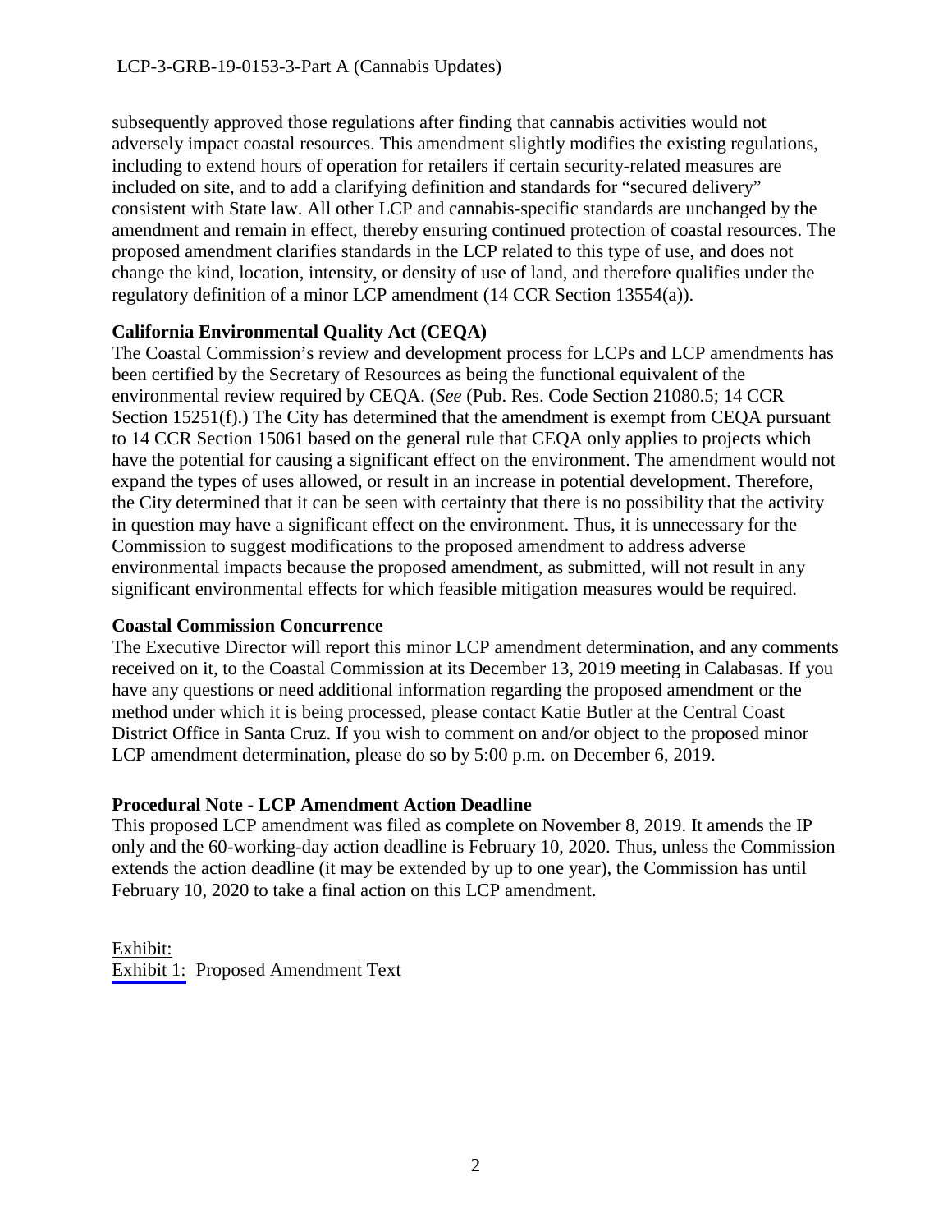subsequently approved those regulations after finding that cannabis activities would not adversely impact coastal resources. This amendment slightly modifies the existing regulations, including to extend hours of operation for retailers if certain security-related measures are included on site, and to add a clarifying definition and standards for "secured delivery" consistent with State law. All other LCP and cannabis-specific standards are unchanged by the amendment and remain in effect, thereby ensuring continued protection of coastal resources. The proposed amendment clarifies standards in the LCP related to this type of use, and does not change the kind, location, intensity, or density of use of land, and therefore qualifies under the regulatory definition of a minor LCP amendment (14 CCR Section 13554(a)).

**California Environmental Quality Act (CEQA)**

The Coastal Commission's review and development process for LCPs and LCP amendments has been certified by the Secretary of Resources as being the functional equivalent of the environmental review required by CEQA. (*See* (Pub. Res. Code Section 21080.5; 14 CCR Section 15251(f).) The City has determined that the amendment is exempt from CEQA pursuant to 14 CCR Section 15061 based on the general rule that CEQA only applies to projects which have the potential for causing a significant effect on the environment. The amendment would not expand the types of uses allowed, or result in an increase in potential development. Therefore, the City determined that it can be seen with certainty that there is no possibility that the activity in question may have a significant effect on the environment. Thus, it is unnecessary for the Commission to suggest modifications to the proposed amendment to address adverse environmental impacts because the proposed amendment, as submitted, will not result in any significant environmental effects for which feasible mitigation measures would be required.

**Coastal Commission Concurrence**

The Executive Director will report this minor LCP amendment determination, and any comments received on it, to the Coastal Commission at its December 13, 2019 meeting in Calabasas. If you have any questions or need additional information regarding the proposed amendment or the method under which it is being processed, please contact Katie Butler at the Central Coast District Office in Santa Cruz. If you wish to comment on and/or object to the proposed minor LCP amendment determination, please do so by 5:00 p.m. on December 6, 2019.

**Procedural Note - LCP Amendment Action Deadline**

This proposed LCP amendment was filed as complete on November 8, 2019. It amends the IP only and the 60-working-day action deadline is February 10, 2020. Thus, unless the Commission extends the action deadline (it may be extended by up to one year), the Commission has until February 10, 2020 to take a final action on this LCP amendment.

Exhibit:
Exhibit 1: Proposed Amendment Text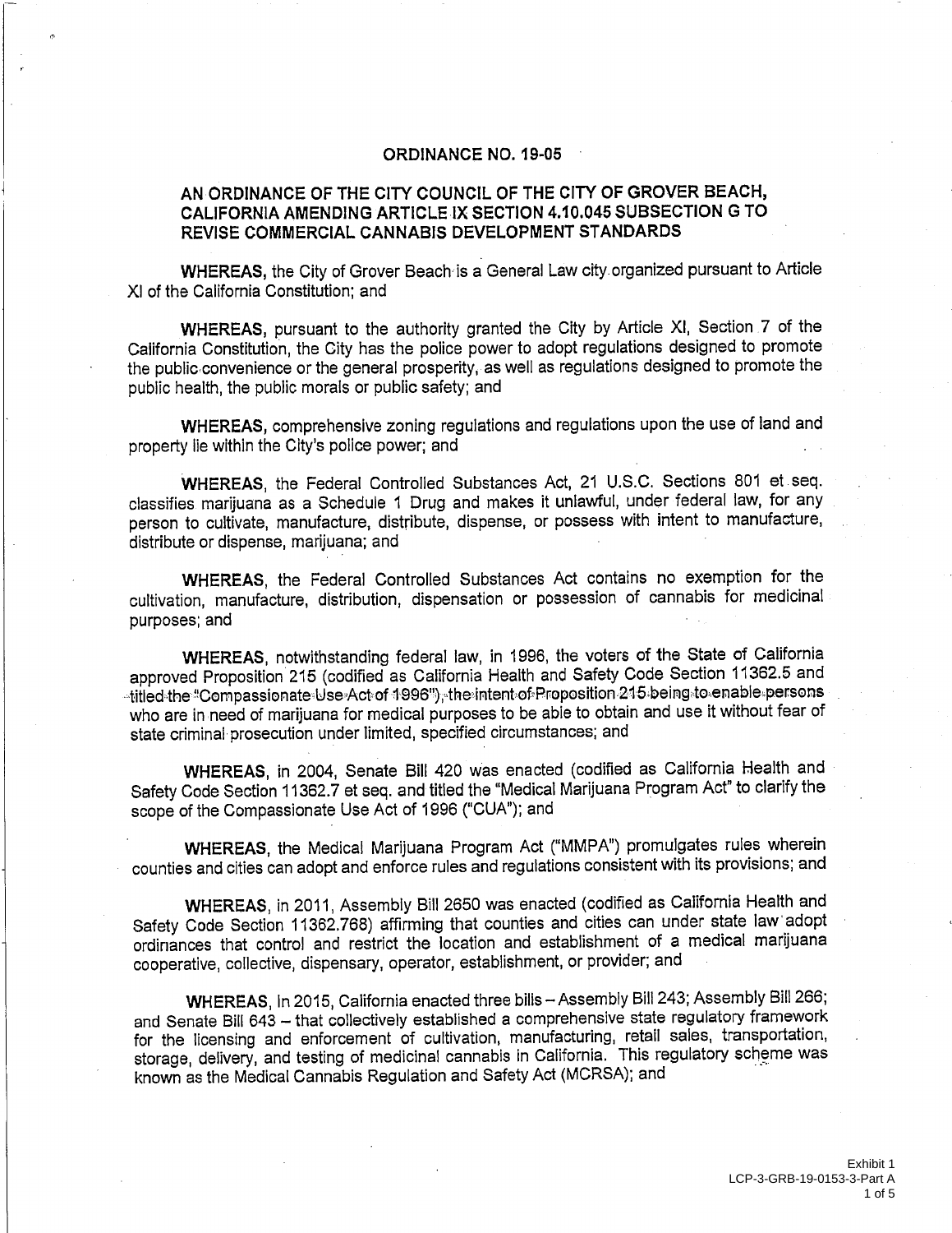# ORDINANCE NO. 19-05

## AN ORDINANCE OF THE CITY COUNCIL OF THE CITY OF GROVER BEACH, CALIFORNIA AMENDING ARTICLE IX SECTION 4.10.045 SUBSECTION G TO REVISE COMMERCIAL CANNABIS DEVELOPMENT STANDARDS

**WHEREAS,** the City of Grover Beach is a General Law city organized pursuant to Article XI of the California Constitution; and

**WHEREAS,** pursuant to the authority granted the City by Article XI, Section 7 of the California Constitution, the City has the police power to adopt regulations designed to promote the public convenience or the general prosperity, as well as regulations designed to promote the public health, the public morals or public safety; and

**WHEREAS,** comprehensive zoning regulations and regulations upon the use of land and property lie within the City's police power; and

**WHEREAS,** the Federal Controlled Substances Act, 21 U.S.C. Sections 801 et seq. classifies marijuana as a Schedule 1 Drug and makes it unlawful, under federal law, for any person to cultivate, manufacture, distribute, dispense, or possess with intent to manufacture, distribute or dispense, marijuana; and

**WHEREAS,** the Federal Controlled Substances Act contains no exemption for the cultivation, manufacture, distribution, dispensation or possession of cannabis for medicinal purposes; and

**WHEREAS,** notwithstanding federal law, in 1996, the voters of the State of California approved Proposition 215 (codified as California Health and Safety Code Section 11362.5 and titled the "Compassionate Use Act of 1996"), the intent of Proposition 215 being to enable persons who are in need of marijuana for medical purposes to be able to obtain and use it without fear of state criminal prosecution under limited, specified circumstances; and

**WHEREAS,** in 2004, Senate Bill 420 was enacted (codified as California Health and Safety Code Section 11362.7 et seq. and titled the "Medical Marijuana Program Act" to clarify the scope of the Compassionate Use Act of 1996 ("CUA"); and

**WHEREAS,** the Medical Marijuana Program Act ("MMPA") promulgates rules wherein counties and cities can adopt and enforce rules and regulations consistent with its provisions; and

**WHEREAS,** in 2011, Assembly Bill 2650 was enacted (codified as California Health and Safety Code Section 11362.768) affirming that counties and cities can under state law adopt ordinances that control and restrict the location and establishment of a medical marijuana cooperative, collective, dispensary, operator, establishment, or provider; and

**WHEREAS,** In 2015, California enacted three bills – Assembly Bill 243; Assembly Bill 266; and Senate Bill 643 – that collectively established a comprehensive state regulatory framework for the licensing and enforcement of cultivation, manufacturing, retail sales, transportation, storage, delivery, and testing of medicinal cannabis in California. This regulatory scheme was known as the Medical Cannabis Regulation and Safety Act (MCRSA); and

Exhibit 1
LCP-3-GRB-19-0153-3-Part A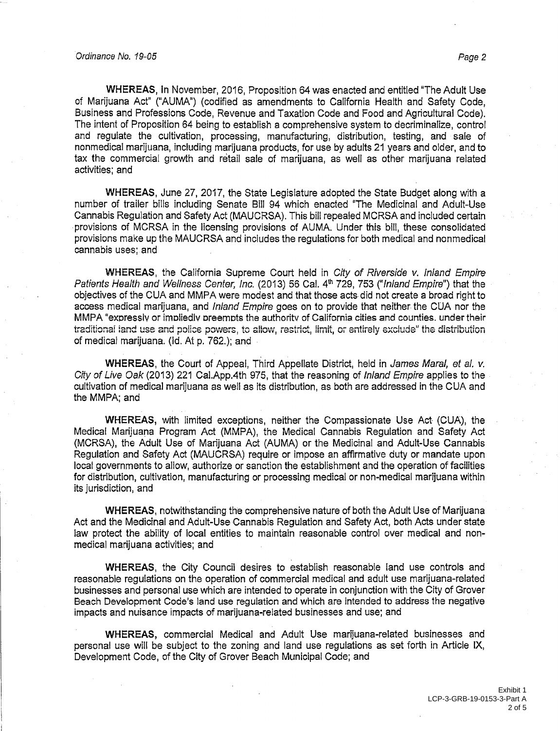**WHEREAS**, In November, 2016, Proposition 64 was enacted and entitled "The Adult Use of Marijuana Act" ("AUMA") (codified as amendments to California Health and Safety Code, Business and Professions Code, Revenue and Taxation Code and Food and Agricultural Code). The intent of Proposition 64 being to establish a comprehensive system to decriminalize, control and regulate the cultivation, processing, manufacturing, distribution, testing, and sale of nonmedical marijuana, including marijuana products, for use by adults 21 years and older, and to tax the commercial growth and retail sale of marijuana, as well as other marijuana related activities; and

**WHEREAS**, June 27, 2017, the State Legislature adopted the State Budget along with a number of trailer bills including Senate Bill 94 which enacted "The Medicinal and Adult-Use Cannabis Regulation and Safety Act (MAUCRSA). This bill repealed MCRSA and included certain provisions of MCRSA in the licensing provisions of AUMA. Under this bill, these consolidated provisions make up the MAUCRSA and includes the regulations for both medical and nonmedical cannabis uses; and

**WHEREAS**, the California Supreme Court held in *City of Riverside v. Inland Empire Patients Health and Wellness Center, Inc.* (2013) 56 Cal. 4th 729, 753 ("*Inland Empire*") that the objectives of the CUA and MMPA were modest and that those acts did not create a broad right to access medical marijuana, and *Inland Empire* goes on to provide that neither the CUA nor the MMPA "expressly or impliedly preempts the authority of California cities and counties, under their traditional land use and police powers, to allow, restrict, limit, or entirely exclude" the distribution of medical marijuana. (Id. At p. 762.); and

**WHEREAS**, the Court of Appeal, Third Appellate District, held in *James Maral, et al. v. City of Live Oak* (2013) 221 Cal.App.4th 975, that the reasoning of *Inland Empire* applies to the cultivation of medical marijuana as well as its distribution, as both are addressed in the CUA and the MMPA; and

**WHEREAS**, with limited exceptions, neither the Compassionate Use Act (CUA), the Medical Marijuana Program Act (MMPA), the Medical Cannabis Regulation and Safety Act (MCRSA), the Adult Use of Marijuana Act (AUMA) or the Medicinal and Adult-Use Cannabis Regulation and Safety Act (MAUCRSA) require or impose an affirmative duty or mandate upon local governments to allow, authorize or sanction the establishment and the operation of facilities for distribution, cultivation, manufacturing or processing medical or non-medical marijuana within its jurisdiction, and

**WHEREAS**, notwithstanding the comprehensive nature of both the Adult Use of Marijuana Act and the Medicinal and Adult-Use Cannabis Regulation and Safety Act, both Acts under state law protect the ability of local entities to maintain reasonable control over medical and non-medical marijuana activities; and

**WHEREAS**, the City Council desires to establish reasonable land use controls and reasonable regulations on the operation of commercial medical and adult use marijuana-related businesses and personal use which are intended to operate in conjunction with the City of Grover Beach Development Code's land use regulation and which are intended to address the negative impacts and nuisance impacts of marijuana-related businesses and use; and

**WHEREAS**, commercial Medical and Adult Use marijuana-related businesses and personal use will be subject to the zoning and land use regulations as set forth in Article IX, Development Code, of the City of Grover Beach Municipal Code; and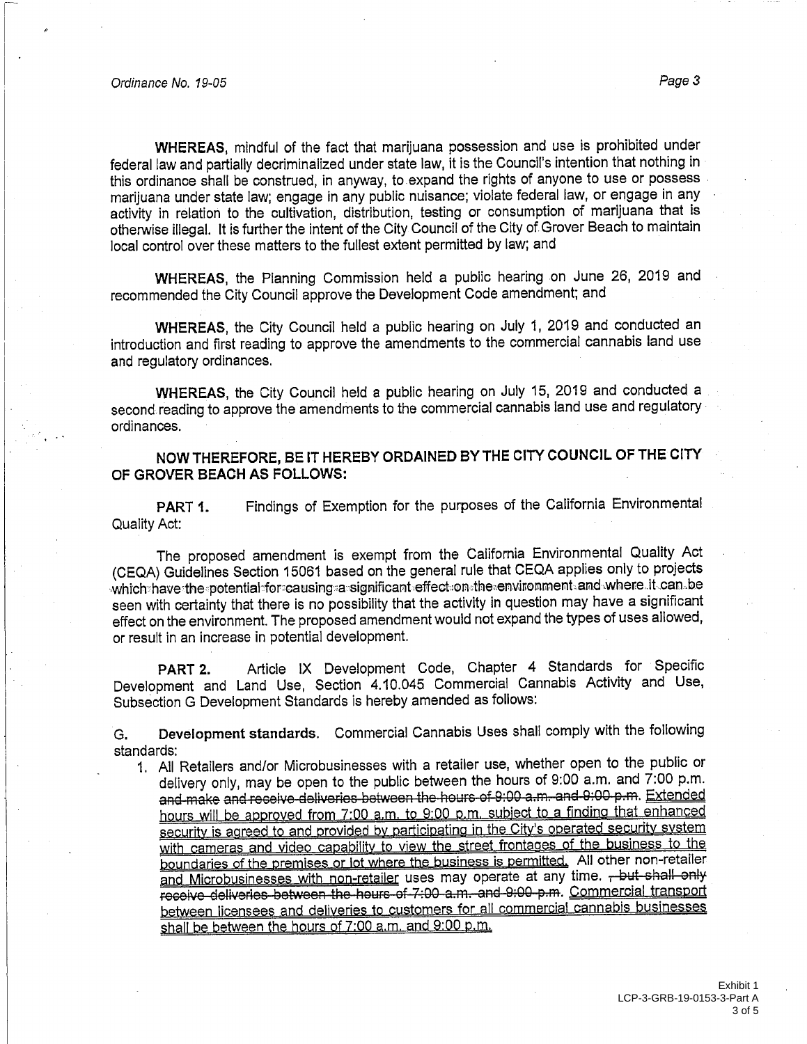WHEREAS, mindful of the fact that marijuana possession and use is prohibited under federal law and partially decriminalized under state law, it is the Council's intention that nothing in this ordinance shall be construed, in anyway, to expand the rights of anyone to use or possess marijuana under state law; engage in any public nuisance; violate federal law, or engage in any activity in relation to the cultivation, distribution, testing or consumption of marijuana that is otherwise illegal. It is further the intent of the City Council of the City of Grover Beach to maintain local control over these matters to the fullest extent permitted by law; and

WHEREAS, the Planning Commission held a public hearing on June 26, 2019 and recommended the City Council approve the Development Code amendment; and

WHEREAS, the City Council held a public hearing on July 1, 2019 and conducted an introduction and first reading to approve the amendments to the commercial cannabis land use and regulatory ordinances.

WHEREAS, the City Council held a public hearing on July 15, 2019 and conducted a second reading to approve the amendments to the commercial cannabis land use and regulatory ordinances.

**NOW THEREFORE, BE IT HEREBY ORDAINED BY THE CITY COUNCIL OF THE CITY OF GROVER BEACH AS FOLLOWS:**

**PART 1.** Findings of Exemption for the purposes of the California Environmental Quality Act:

The proposed amendment is exempt from the California Environmental Quality Act (CEQA) Guidelines Section 15061 based on the general rule that CEQA applies only to projects which have the potential for causing a significant effect on the environment and where it can be seen with certainty that there is no possibility that the activity in question may have a significant effect on the environment. The proposed amendment would not expand the types of uses allowed, or result in an increase in potential development.

**PART 2.** Article IX Development Code, Chapter 4 Standards for Specific Development and Land Use, Section 4.10.045 Commercial Cannabis Activity and Use, Subsection G Development Standards is hereby amended as follows:

G. **Development standards.** Commercial Cannabis Uses shall comply with the following standards:

1. All Retailers and/or Microbusinesses with a retailer use, whether open to the public or delivery only, may be open to the public between the hours of 9:00 a.m. and 7:00 p.m. ~~and make and receive deliveries between the hours of 9:00 a.m. and 9:00 p.m.~~ Extended hours will be approved from 7:00 a.m. to 9:00 p.m. subject to a finding that enhanced security is agreed to and provided by participating in the City's operated security system with cameras and video capability to view the street frontages of the business to the boundaries of the premises or lot where the business is permitted. All other non-retailer and Microbusinesses with non-retailer uses may operate at any time. ~~, but shall only receive deliveries between the hours of 7:00 a.m. and 9:00 p.m.~~ Commercial transport between licensees and deliveries to customers for all commercial cannabis businesses shall be between the hours of 7:00 a.m. and 9:00 p.m.

Exhibit 1
LCP-3-GRB-19-0153-3-Part A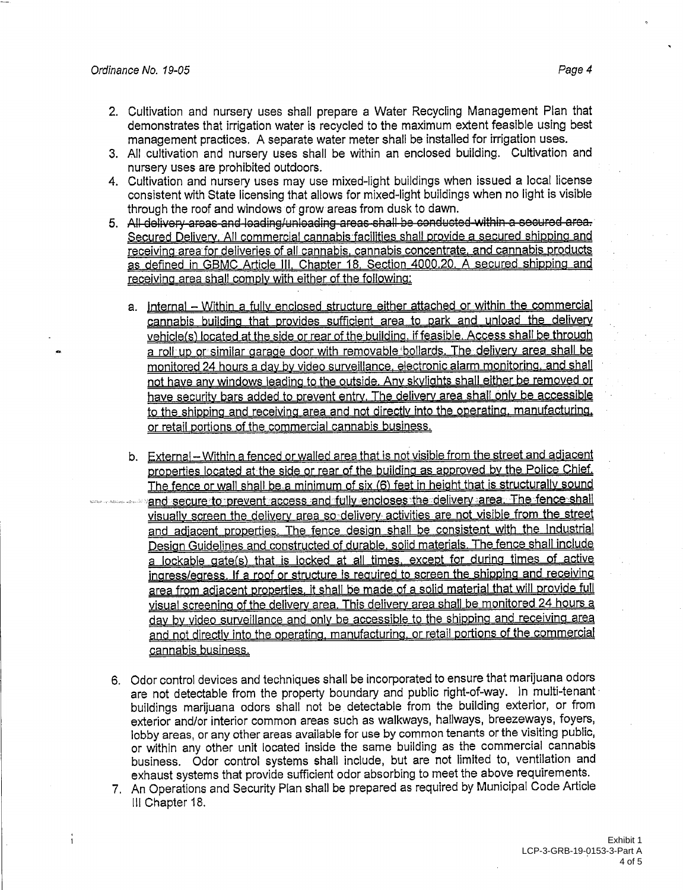2. Cultivation and nursery uses shall prepare a Water Recycling Management Plan that demonstrates that irrigation water is recycled to the maximum extent feasible using best management practices. A separate water meter shall be installed for irrigation uses.
3. All cultivation and nursery uses shall be within an enclosed building. Cultivation and nursery uses are prohibited outdoors.
4. Cultivation and nursery uses may use mixed-light buildings when issued a local license consistent with State licensing that allows for mixed-light buildings when no light is visible through the roof and windows of grow areas from dusk to dawn.
5. ~~All delivery areas and loading/unloading areas shall be conducted within a secured area.~~ <u>Secured Delivery. All commercial cannabis facilities shall provide a secured shipping and receiving area for deliveries of all cannabis, cannabis concentrate, and cannabis products as defined in GBMC Article III, Chapter 18, Section 4000.20. A secured shipping and receiving area shall comply with either of the following:</u>

   a. <u>Internal – Within a fully enclosed structure either attached or within the commercial cannabis building that provides sufficient area to park and unload the delivery vehicle(s) located at the side or rear of the building, if feasible. Access shall be through a roll up or similar garage door with removable bollards. The delivery area shall be monitored 24 hours a day by video surveillance, electronic alarm monitoring, and shall not have any windows leading to the outside. Any skylights shall either be removed or have security bars added to prevent entry. The delivery area shall only be accessible to the shipping and receiving area and not directly into the operating, manufacturing, or retail portions of the commercial cannabis business.</u>

   b. <u>External – Within a fenced or walled area that is not visible from the street and adjacent properties located at the side or rear of the building as approved by the Police Chief. The fence or wall shall be a minimum of six (6) feet in height that is structurally sound and secure to prevent access and fully encloses the delivery area. The fence shall visually screen the delivery area so delivery activities are not visible from the street and adjacent properties. The fence design shall be consistent with the Industrial Design Guidelines and constructed of durable, solid materials. The fence shall include a lockable gate(s) that is locked at all times, except for during times of active ingress/egress. If a roof or structure is required to screen the shipping and receiving area from adjacent properties, it shall be made of a solid material that will provide full visual screening of the delivery area. This delivery area shall be monitored 24 hours a day by video surveillance and only be accessible to the shipping and receiving area and not directly into the operating, manufacturing, or retail portions of the commercial cannabis business.</u>

6. Odor control devices and techniques shall be incorporated to ensure that marijuana odors are not detectable from the property boundary and public right-of-way. In multi-tenant buildings marijuana odors shall not be detectable from the building exterior, or from exterior and/or interior common areas such as walkways, hallways, breezeways, foyers, lobby areas, or any other areas available for use by common tenants or the visiting public, or within any other unit located inside the same building as the commercial cannabis business. Odor control systems shall include, but are not limited to, ventilation and exhaust systems that provide sufficient odor absorbing to meet the above requirements.
7. An Operations and Security Plan shall be prepared as required by Municipal Code Article III Chapter 18.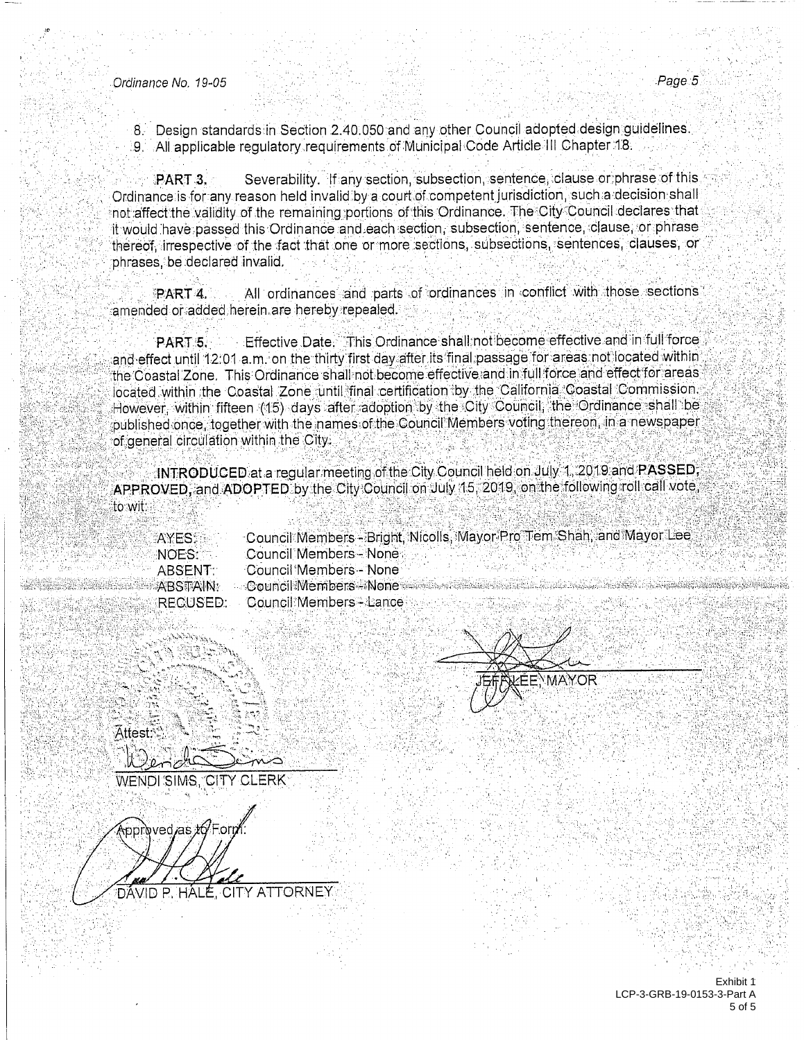8. Design standards in Section 2.40.050 and any other Council adopted design guidelines.
9. All applicable regulatory requirements of Municipal Code Article III Chapter 18.

**PART 3.** Severability. If any section, subsection, sentence, clause or phrase of this Ordinance is for any reason held invalid by a court of competent jurisdiction, such a decision shall not affect the validity of the remaining portions of this Ordinance. The City Council declares that it would have passed this Ordinance and each section, subsection, sentence, clause, or phrase thereof, irrespective of the fact that one or more sections, subsections, sentences, clauses, or phrases, be declared invalid.

**PART 4.** All ordinances and parts of ordinances in conflict with those sections amended or added herein are hereby repealed.

**PART 5.** Effective Date. This Ordinance shall not become effective and in full force and effect until 12:01 a.m. on the thirty first day after its final passage for areas not located within the Coastal Zone. This Ordinance shall not become effective and in full force and effect for areas located within the Coastal Zone until final certification by the California Coastal Commission. However, within fifteen (15) days after adoption by the City Council, the Ordinance shall be published once, together with the names of the Council Members voting thereon, in a newspaper of general circulation within the City.

**INTRODUCED** at a regular meeting of the City Council held on July 1, 2019 and **PASSED, APPROVED,** and **ADOPTED** by the City Council on July 15, 2019, on the following roll call vote, to wit:

| | |
|---|---|
| AYES: | Council Members - Bright, Nicolls, Mayor Pro Tem Shah, and Mayor Lee |
| NOES: | Council Members - None |
| ABSENT: | Council Members - None |
| ABSTAIN: | Council Members - None |
| RECUSED: | Council Members - Lance |

JEFF LEE, MAYOR

Attest:

WENDI SIMS, CITY CLERK

Approved as to Form:

DAVID P. HALE, CITY ATTORNEY

Exhibit 1
LCP-3-GRB-19-0153-3-Part A